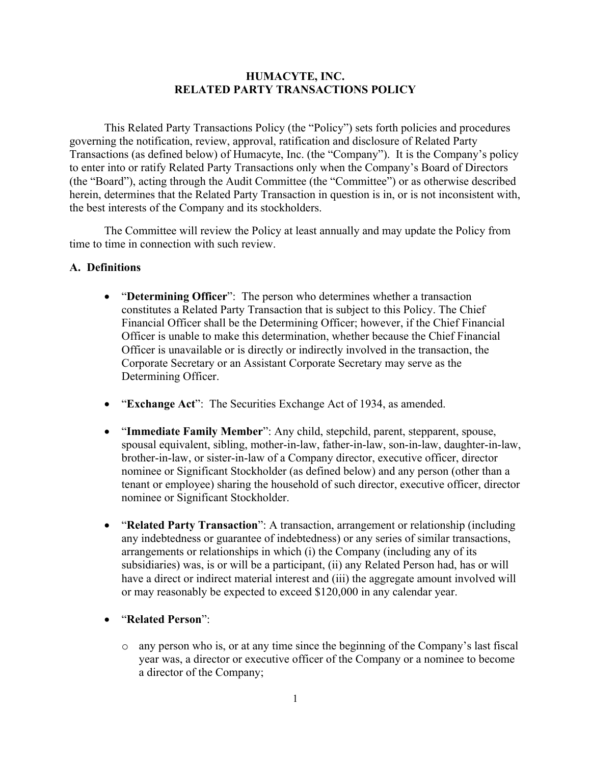# HUMACYTE, INC.
# RELATED PARTY TRANSACTIONS POLICY

This Related Party Transactions Policy (the "Policy") sets forth policies and procedures governing the notification, review, approval, ratification and disclosure of Related Party Transactions (as defined below) of Humacyte, Inc. (the "Company"). It is the Company's policy to enter into or ratify Related Party Transactions only when the Company's Board of Directors (the "Board"), acting through the Audit Committee (the "Committee") or as otherwise described herein, determines that the Related Party Transaction in question is in, or is not inconsistent with, the best interests of the Company and its stockholders.

The Committee will review the Policy at least annually and may update the Policy from time to time in connection with such review.

## A. Definitions

- "**Determining Officer**": The person who determines whether a transaction constitutes a Related Party Transaction that is subject to this Policy. The Chief Financial Officer shall be the Determining Officer; however, if the Chief Financial Officer is unable to make this determination, whether because the Chief Financial Officer is unavailable or is directly or indirectly involved in the transaction, the Corporate Secretary or an Assistant Corporate Secretary may serve as the Determining Officer.

- "**Exchange Act**": The Securities Exchange Act of 1934, as amended.

- "**Immediate Family Member**": Any child, stepchild, parent, stepparent, spouse, spousal equivalent, sibling, mother-in-law, father-in-law, son-in-law, daughter-in-law, brother-in-law, or sister-in-law of a Company director, executive officer, director nominee or Significant Stockholder (as defined below) and any person (other than a tenant or employee) sharing the household of such director, executive officer, director nominee or Significant Stockholder.

- "**Related Party Transaction**": A transaction, arrangement or relationship (including any indebtedness or guarantee of indebtedness) or any series of similar transactions, arrangements or relationships in which (i) the Company (including any of its subsidiaries) was, is or will be a participant, (ii) any Related Person had, has or will have a direct or indirect material interest and (iii) the aggregate amount involved will or may reasonably be expected to exceed $120,000 in any calendar year.

- "**Related Person**":
  - any person who is, or at any time since the beginning of the Company's last fiscal year was, a director or executive officer of the Company or a nominee to become a director of the Company;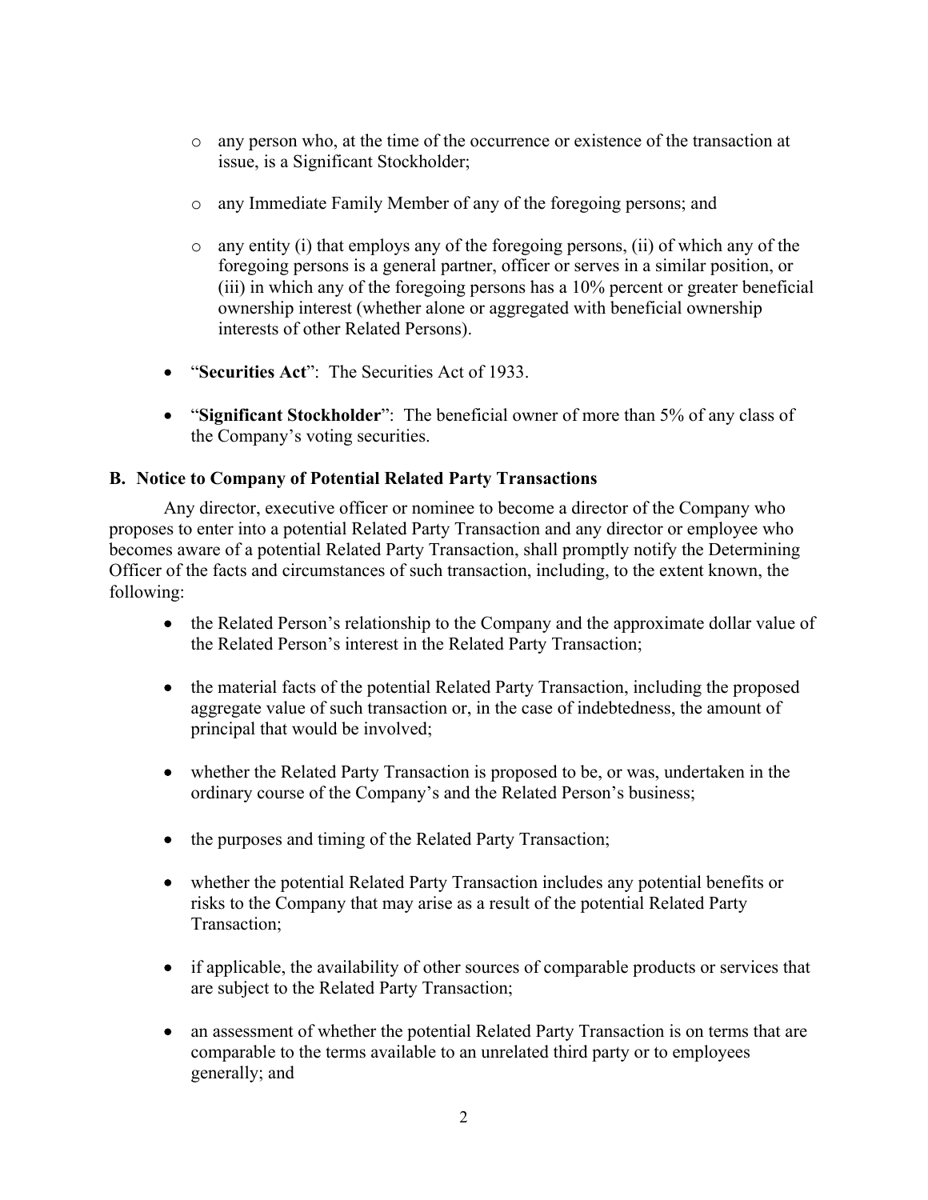- any person who, at the time of the occurrence or existence of the transaction at issue, is a Significant Stockholder;

  - any Immediate Family Member of any of the foregoing persons; and

  - any entity (i) that employs any of the foregoing persons, (ii) of which any of the foregoing persons is a general partner, officer or serves in a similar position, or (iii) in which any of the foregoing persons has a 10% percent or greater beneficial ownership interest (whether alone or aggregated with beneficial ownership interests of other Related Persons).

- "**Securities Act**": The Securities Act of 1933.

- "**Significant Stockholder**": The beneficial owner of more than 5% of any class of the Company's voting securities.

**B. Notice to Company of Potential Related Party Transactions**

Any director, executive officer or nominee to become a director of the Company who proposes to enter into a potential Related Party Transaction and any director or employee who becomes aware of a potential Related Party Transaction, shall promptly notify the Determining Officer of the facts and circumstances of such transaction, including, to the extent known, the following:

- the Related Person's relationship to the Company and the approximate dollar value of the Related Person's interest in the Related Party Transaction;

- the material facts of the potential Related Party Transaction, including the proposed aggregate value of such transaction or, in the case of indebtedness, the amount of principal that would be involved;

- whether the Related Party Transaction is proposed to be, or was, undertaken in the ordinary course of the Company's and the Related Person's business;

- the purposes and timing of the Related Party Transaction;

- whether the potential Related Party Transaction includes any potential benefits or risks to the Company that may arise as a result of the potential Related Party Transaction;

- if applicable, the availability of other sources of comparable products or services that are subject to the Related Party Transaction;

- an assessment of whether the potential Related Party Transaction is on terms that are comparable to the terms available to an unrelated third party or to employees generally; and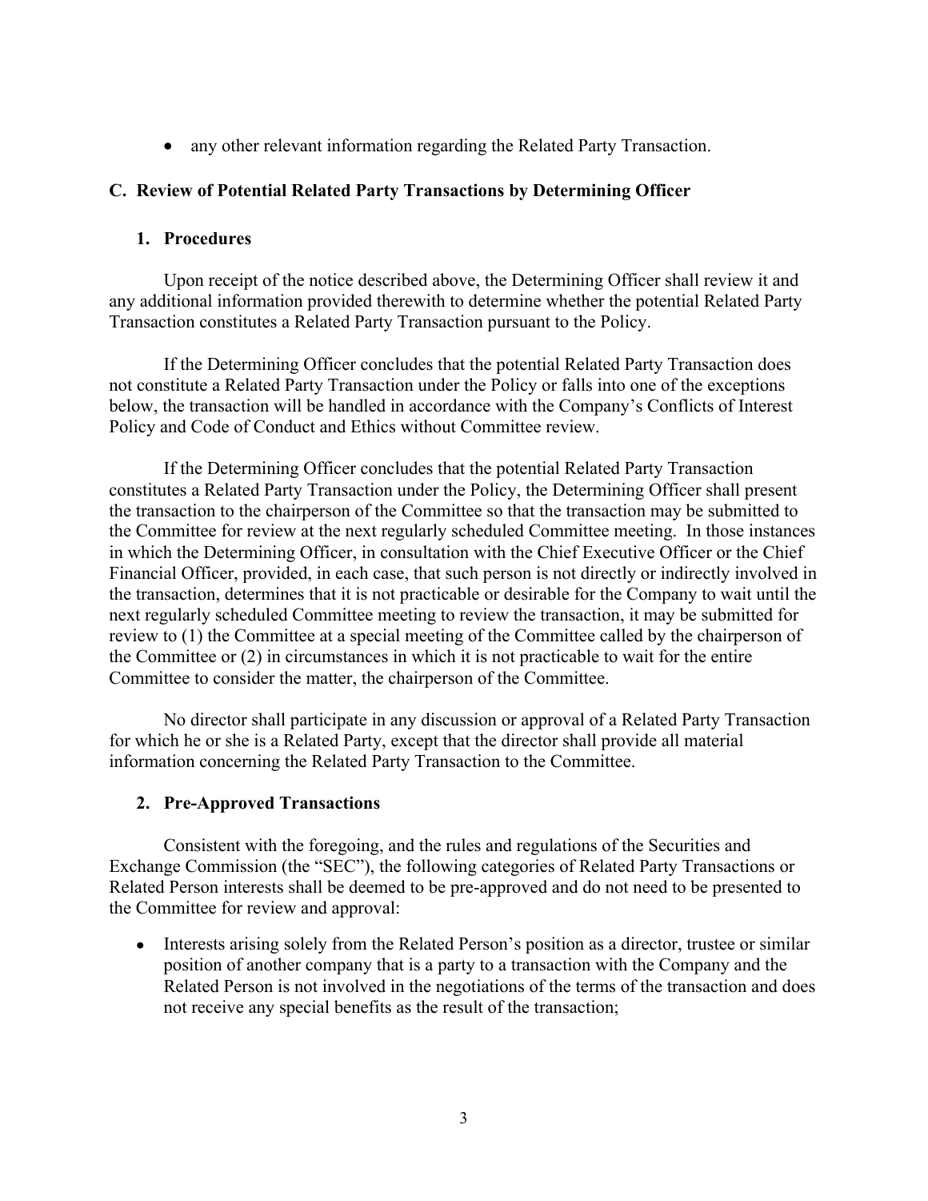- any other relevant information regarding the Related Party Transaction.

## C. Review of Potential Related Party Transactions by Determining Officer

### 1. Procedures

Upon receipt of the notice described above, the Determining Officer shall review it and any additional information provided therewith to determine whether the potential Related Party Transaction constitutes a Related Party Transaction pursuant to the Policy.

If the Determining Officer concludes that the potential Related Party Transaction does not constitute a Related Party Transaction under the Policy or falls into one of the exceptions below, the transaction will be handled in accordance with the Company's Conflicts of Interest Policy and Code of Conduct and Ethics without Committee review.

If the Determining Officer concludes that the potential Related Party Transaction constitutes a Related Party Transaction under the Policy, the Determining Officer shall present the transaction to the chairperson of the Committee so that the transaction may be submitted to the Committee for review at the next regularly scheduled Committee meeting. In those instances in which the Determining Officer, in consultation with the Chief Executive Officer or the Chief Financial Officer, provided, in each case, that such person is not directly or indirectly involved in the transaction, determines that it is not practicable or desirable for the Company to wait until the next regularly scheduled Committee meeting to review the transaction, it may be submitted for review to (1) the Committee at a special meeting of the Committee called by the chairperson of the Committee or (2) in circumstances in which it is not practicable to wait for the entire Committee to consider the matter, the chairperson of the Committee.

No director shall participate in any discussion or approval of a Related Party Transaction for which he or she is a Related Party, except that the director shall provide all material information concerning the Related Party Transaction to the Committee.

### 2. Pre-Approved Transactions

Consistent with the foregoing, and the rules and regulations of the Securities and Exchange Commission (the "SEC"), the following categories of Related Party Transactions or Related Person interests shall be deemed to be pre-approved and do not need to be presented to the Committee for review and approval:

- Interests arising solely from the Related Person's position as a director, trustee or similar position of another company that is a party to a transaction with the Company and the Related Person is not involved in the negotiations of the terms of the transaction and does not receive any special benefits as the result of the transaction;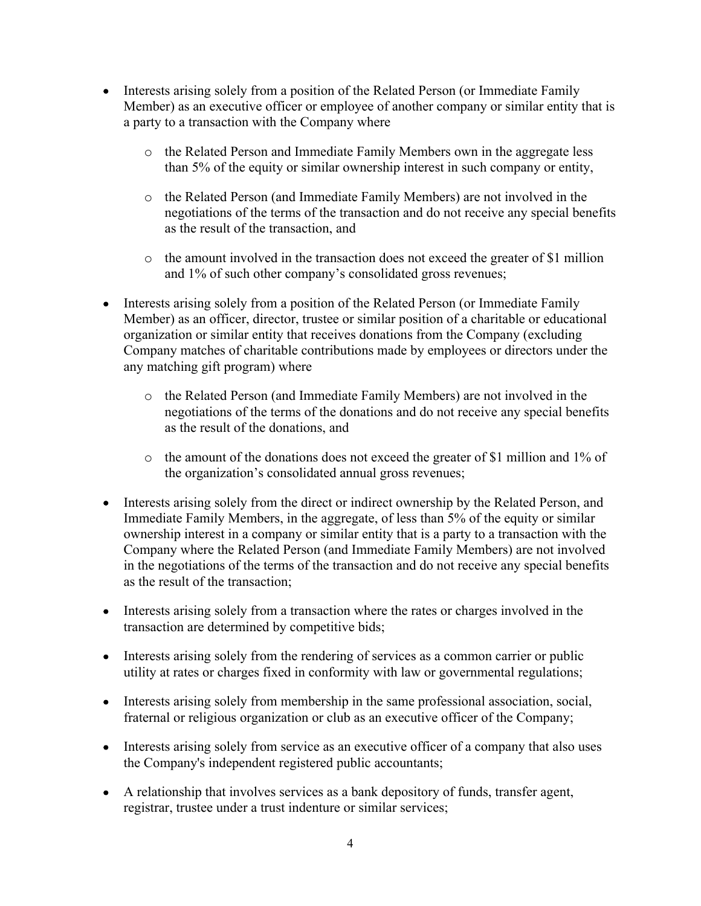- Interests arising solely from a position of the Related Person (or Immediate Family Member) as an executive officer or employee of another company or similar entity that is a party to a transaction with the Company where
  - the Related Person and Immediate Family Members own in the aggregate less than 5% of the equity or similar ownership interest in such company or entity,
  - the Related Person (and Immediate Family Members) are not involved in the negotiations of the terms of the transaction and do not receive any special benefits as the result of the transaction, and
  - the amount involved in the transaction does not exceed the greater of $1 million and 1% of such other company's consolidated gross revenues;
- Interests arising solely from a position of the Related Person (or Immediate Family Member) as an officer, director, trustee or similar position of a charitable or educational organization or similar entity that receives donations from the Company (excluding Company matches of charitable contributions made by employees or directors under the any matching gift program) where
  - the Related Person (and Immediate Family Members) are not involved in the negotiations of the terms of the donations and do not receive any special benefits as the result of the donations, and
  - the amount of the donations does not exceed the greater of $1 million and 1% of the organization's consolidated annual gross revenues;
- Interests arising solely from the direct or indirect ownership by the Related Person, and Immediate Family Members, in the aggregate, of less than 5% of the equity or similar ownership interest in a company or similar entity that is a party to a transaction with the Company where the Related Person (and Immediate Family Members) are not involved in the negotiations of the terms of the transaction and do not receive any special benefits as the result of the transaction;
- Interests arising solely from a transaction where the rates or charges involved in the transaction are determined by competitive bids;
- Interests arising solely from the rendering of services as a common carrier or public utility at rates or charges fixed in conformity with law or governmental regulations;
- Interests arising solely from membership in the same professional association, social, fraternal or religious organization or club as an executive officer of the Company;
- Interests arising solely from service as an executive officer of a company that also uses the Company's independent registered public accountants;
- A relationship that involves services as a bank depository of funds, transfer agent, registrar, trustee under a trust indenture or similar services;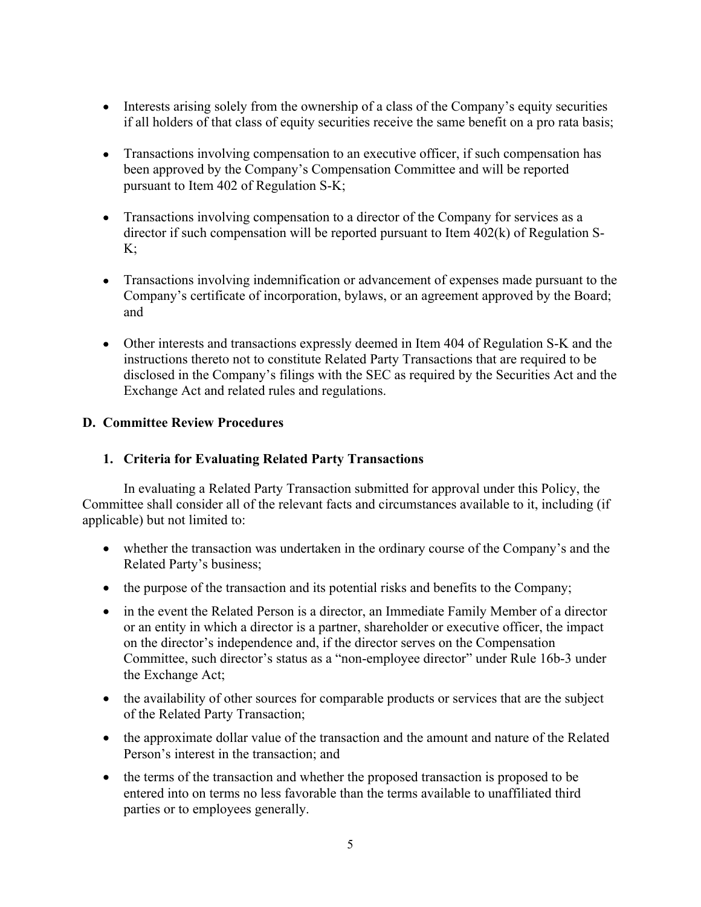- Interests arising solely from the ownership of a class of the Company's equity securities if all holders of that class of equity securities receive the same benefit on a pro rata basis;

- Transactions involving compensation to an executive officer, if such compensation has been approved by the Company's Compensation Committee and will be reported pursuant to Item 402 of Regulation S-K;

- Transactions involving compensation to a director of the Company for services as a director if such compensation will be reported pursuant to Item 402(k) of Regulation S-K;

- Transactions involving indemnification or advancement of expenses made pursuant to the Company's certificate of incorporation, bylaws, or an agreement approved by the Board; and

- Other interests and transactions expressly deemed in Item 404 of Regulation S-K and the instructions thereto not to constitute Related Party Transactions that are required to be disclosed in the Company's filings with the SEC as required by the Securities Act and the Exchange Act and related rules and regulations.

## D. Committee Review Procedures

### 1. Criteria for Evaluating Related Party Transactions

In evaluating a Related Party Transaction submitted for approval under this Policy, the Committee shall consider all of the relevant facts and circumstances available to it, including (if applicable) but not limited to:

- whether the transaction was undertaken in the ordinary course of the Company's and the Related Party's business;
- the purpose of the transaction and its potential risks and benefits to the Company;
- in the event the Related Person is a director, an Immediate Family Member of a director or an entity in which a director is a partner, shareholder or executive officer, the impact on the director's independence and, if the director serves on the Compensation Committee, such director's status as a "non-employee director" under Rule 16b-3 under the Exchange Act;
- the availability of other sources for comparable products or services that are the subject of the Related Party Transaction;
- the approximate dollar value of the transaction and the amount and nature of the Related Person's interest in the transaction; and
- the terms of the transaction and whether the proposed transaction is proposed to be entered into on terms no less favorable than the terms available to unaffiliated third parties or to employees generally.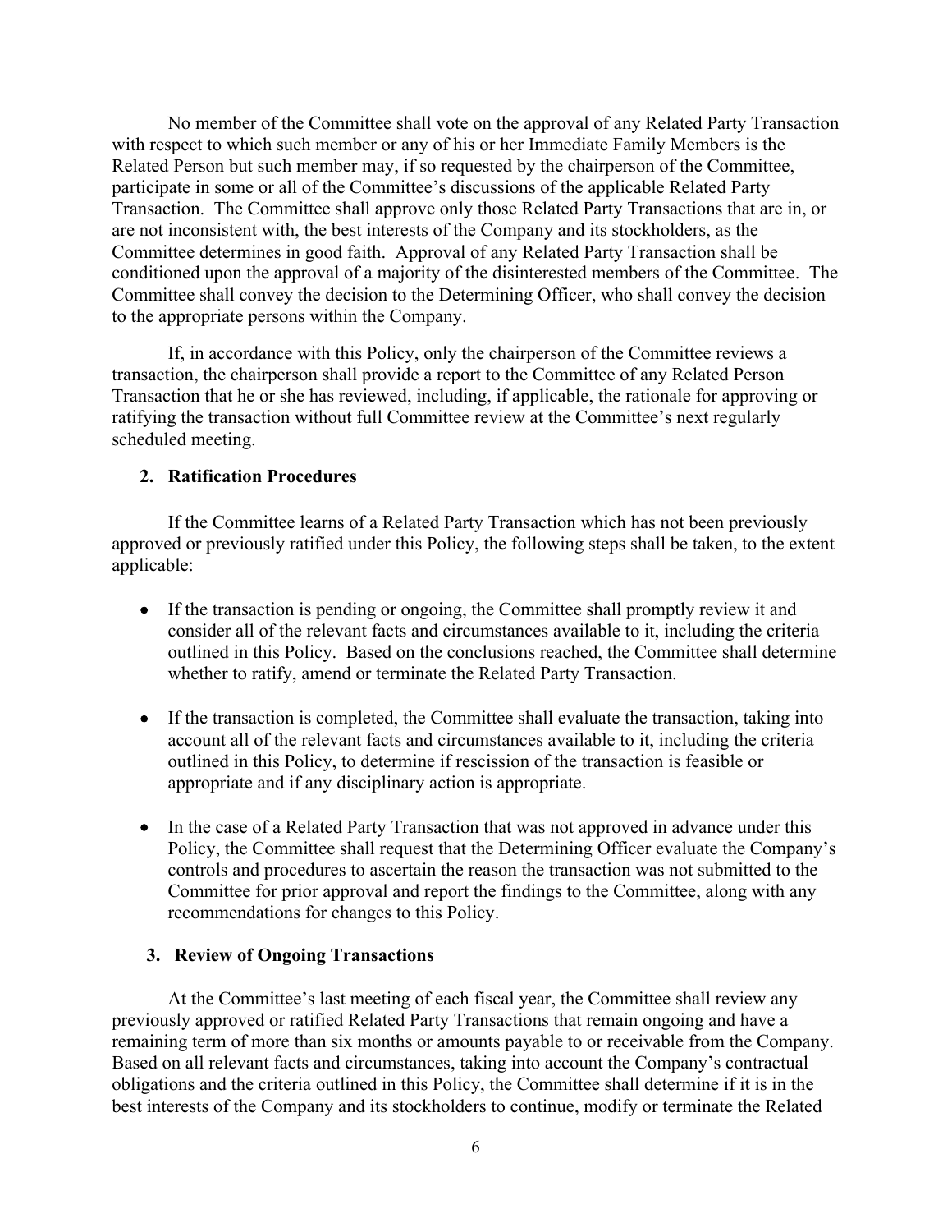No member of the Committee shall vote on the approval of any Related Party Transaction with respect to which such member or any of his or her Immediate Family Members is the Related Person but such member may, if so requested by the chairperson of the Committee, participate in some or all of the Committee's discussions of the applicable Related Party Transaction. The Committee shall approve only those Related Party Transactions that are in, or are not inconsistent with, the best interests of the Company and its stockholders, as the Committee determines in good faith. Approval of any Related Party Transaction shall be conditioned upon the approval of a majority of the disinterested members of the Committee. The Committee shall convey the decision to the Determining Officer, who shall convey the decision to the appropriate persons within the Company.

If, in accordance with this Policy, only the chairperson of the Committee reviews a transaction, the chairperson shall provide a report to the Committee of any Related Person Transaction that he or she has reviewed, including, if applicable, the rationale for approving or ratifying the transaction without full Committee review at the Committee's next regularly scheduled meeting.

### 2. Ratification Procedures

If the Committee learns of a Related Party Transaction which has not been previously approved or previously ratified under this Policy, the following steps shall be taken, to the extent applicable:

- If the transaction is pending or ongoing, the Committee shall promptly review it and consider all of the relevant facts and circumstances available to it, including the criteria outlined in this Policy. Based on the conclusions reached, the Committee shall determine whether to ratify, amend or terminate the Related Party Transaction.

- If the transaction is completed, the Committee shall evaluate the transaction, taking into account all of the relevant facts and circumstances available to it, including the criteria outlined in this Policy, to determine if rescission of the transaction is feasible or appropriate and if any disciplinary action is appropriate.

- In the case of a Related Party Transaction that was not approved in advance under this Policy, the Committee shall request that the Determining Officer evaluate the Company's controls and procedures to ascertain the reason the transaction was not submitted to the Committee for prior approval and report the findings to the Committee, along with any recommendations for changes to this Policy.

### 3. Review of Ongoing Transactions

At the Committee's last meeting of each fiscal year, the Committee shall review any previously approved or ratified Related Party Transactions that remain ongoing and have a remaining term of more than six months or amounts payable to or receivable from the Company. Based on all relevant facts and circumstances, taking into account the Company's contractual obligations and the criteria outlined in this Policy, the Committee shall determine if it is in the best interests of the Company and its stockholders to continue, modify or terminate the Related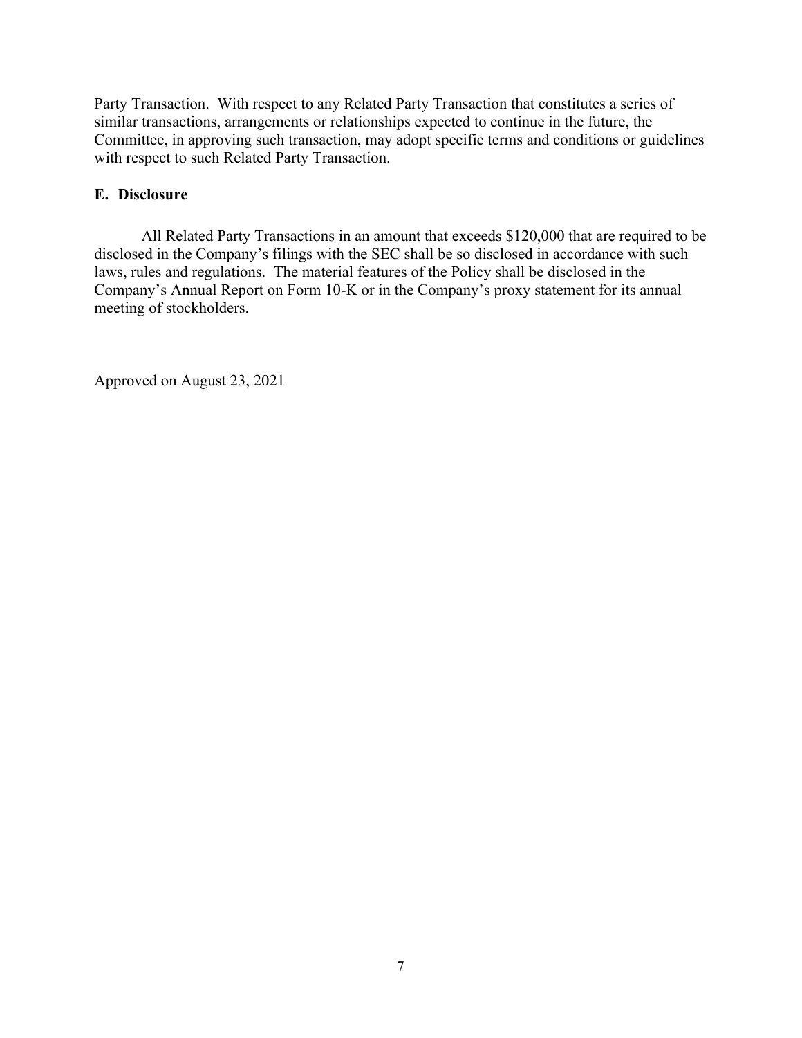Party Transaction. With respect to any Related Party Transaction that constitutes a series of similar transactions, arrangements or relationships expected to continue in the future, the Committee, in approving such transaction, may adopt specific terms and conditions or guidelines with respect to such Related Party Transaction.

## E. Disclosure

All Related Party Transactions in an amount that exceeds $120,000 that are required to be disclosed in the Company's filings with the SEC shall be so disclosed in accordance with such laws, rules and regulations. The material features of the Policy shall be disclosed in the Company's Annual Report on Form 10-K or in the Company's proxy statement for its annual meeting of stockholders.

Approved on August 23, 2021